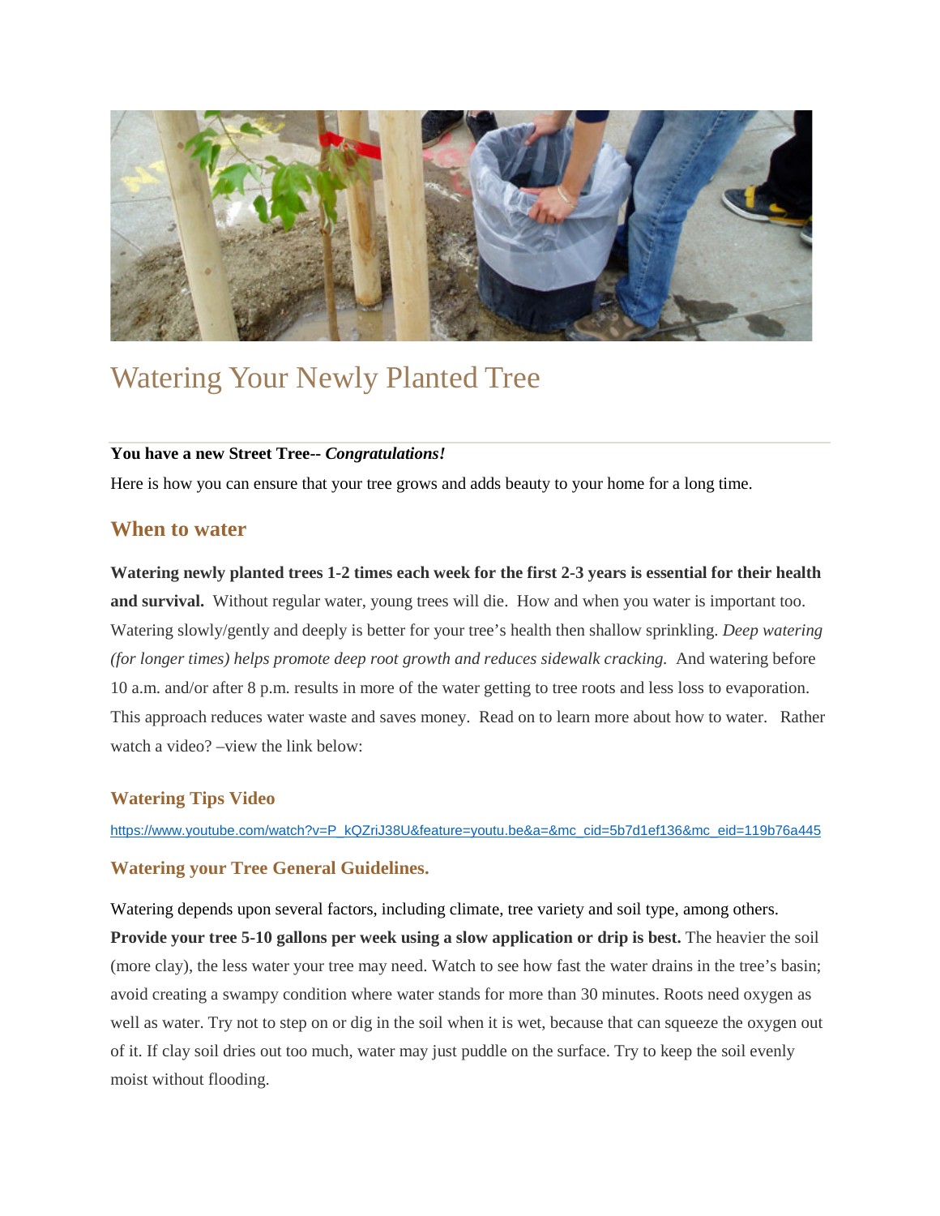# Watering Your Newly Planted Tree

**You have a new Street Tree--** ***Congratulations!***

Here is how you can ensure that your tree grows and adds beauty to your home for a long time.

## When to water

**Watering newly planted trees 1-2 times each week for the first 2-3 years is essential for their health and survival.** Without regular water, young trees will die. How and when you water is important too. Watering slowly/gently and deeply is better for your tree's health then shallow sprinkling. *Deep watering (for longer times) helps promote deep root growth and reduces sidewalk cracking.* And watering before 10 a.m. and/or after 8 p.m. results in more of the water getting to tree roots and less loss to evaporation. This approach reduces water waste and saves money. Read on to learn more about how to water. Rather watch a video? –view the link below:

### Watering Tips Video

https://www.youtube.com/watch?v=P_kQZriJ38U&feature=youtu.be&a=&mc_cid=5b7d1ef136&mc_eid=119b76a445

### Watering your Tree General Guidelines.

Watering depends upon several factors, including climate, tree variety and soil type, among others. **Provide your tree 5-10 gallons per week using a slow application or drip is best.** The heavier the soil (more clay), the less water your tree may need. Watch to see how fast the water drains in the tree's basin; avoid creating a swampy condition where water stands for more than 30 minutes. Roots need oxygen as well as water. Try not to step on or dig in the soil when it is wet, because that can squeeze the oxygen out of it. If clay soil dries out too much, water may just puddle on the surface. Try to keep the soil evenly moist without flooding.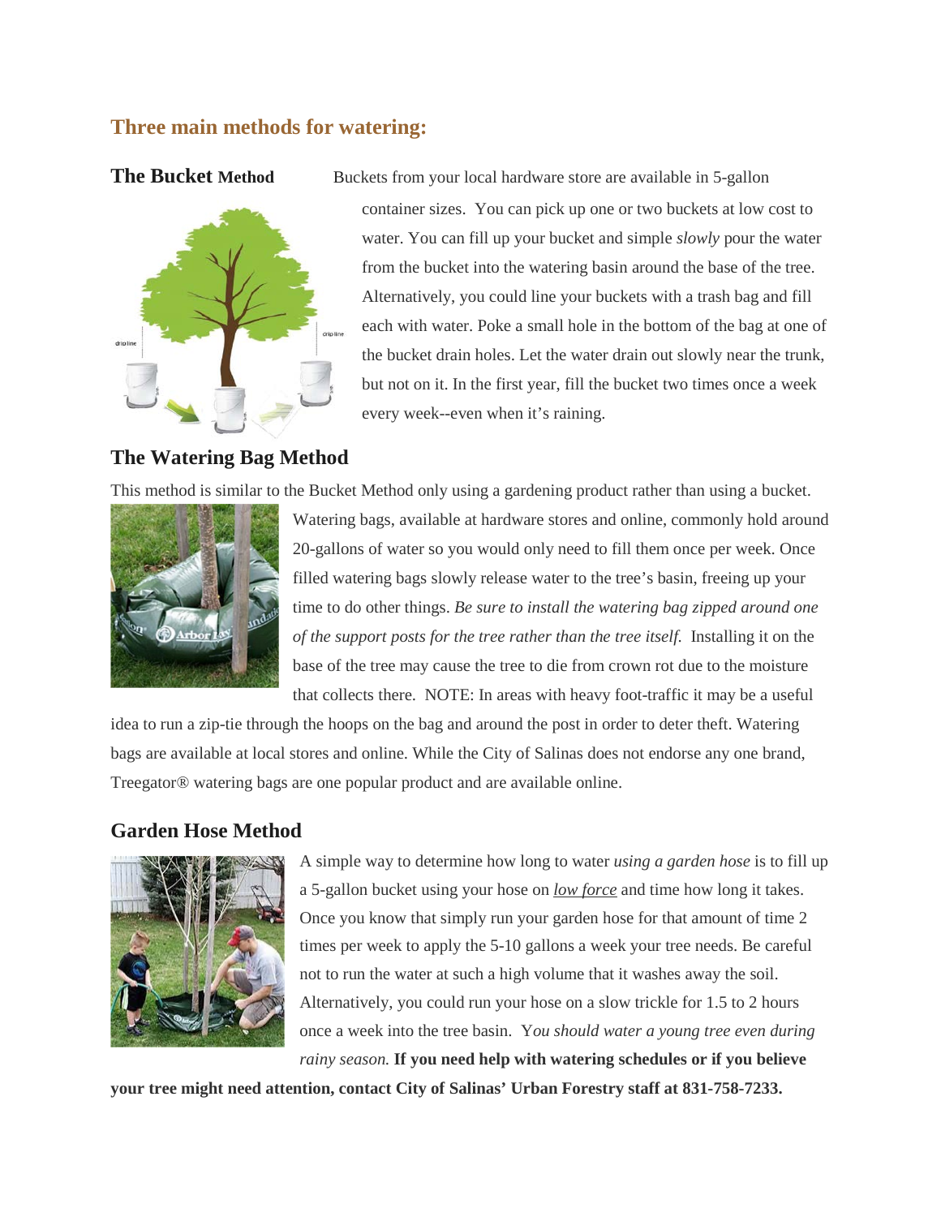## Three main methods for watering:

### The Bucket Method

Buckets from your local hardware store are available in 5-gallon container sizes. You can pick up one or two buckets at low cost to water. You can fill up your bucket and simple *slowly* pour the water from the bucket into the watering basin around the base of the tree. Alternatively, you could line your buckets with a trash bag and fill each with water. Poke a small hole in the bottom of the bag at one of the bucket drain holes. Let the water drain out slowly near the trunk, but not on it. In the first year, fill the bucket two times once a week every week--even when it's raining.

### The Watering Bag Method

This method is similar to the Bucket Method only using a gardening product rather than using a bucket. Watering bags, available at hardware stores and online, commonly hold around 20-gallons of water so you would only need to fill them once per week. Once filled watering bags slowly release water to the tree's basin, freeing up your time to do other things. *Be sure to install the watering bag zipped around one of the support posts for the tree rather than the tree itself.* Installing it on the base of the tree may cause the tree to die from crown rot due to the moisture that collects there. NOTE: In areas with heavy foot-traffic it may be a useful idea to run a zip-tie through the hoops on the bag and around the post in order to deter theft. Watering bags are available at local stores and online. While the City of Salinas does not endorse any one brand, Treegator® watering bags are one popular product and are available online.

### Garden Hose Method

A simple way to determine how long to water *using a garden hose* is to fill up a 5-gallon bucket using your hose on *low force* and time how long it takes. Once you know that simply run your garden hose for that amount of time 2 times per week to apply the 5-10 gallons a week your tree needs. Be careful not to run the water at such a high volume that it washes away the soil. Alternatively, you could run your hose on a slow trickle for 1.5 to 2 hours once a week into the tree basin. *You should water a young tree even during rainy season.* **If you need help with watering schedules or if you believe your tree might need attention, contact City of Salinas' Urban Forestry staff at 831-758-7233.**